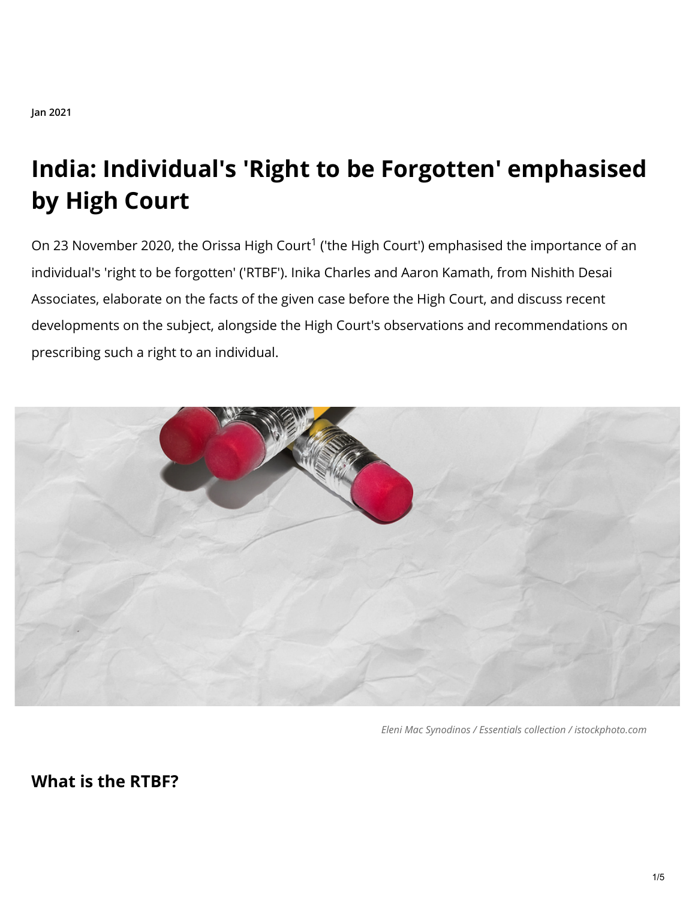Jan 2021

# India: Individual's 'Right to be Forgotten' emphasised by High Court

On 23 November 2020, the Orissa High Court[1] ('the High Court') emphasised the importance of an individual's 'right to be forgotten' ('RTBF'). Inika Charles and Aaron Kamath, from Nishith Desai Associates, elaborate on the facts of the given case before the High Court, and discuss recent developments on the subject, alongside the High Court's observations and recommendations on prescribing such a right to an individual.

*Eleni Mac Synodinos / Essentials collection / istockphoto.com*

## What is the RTBF?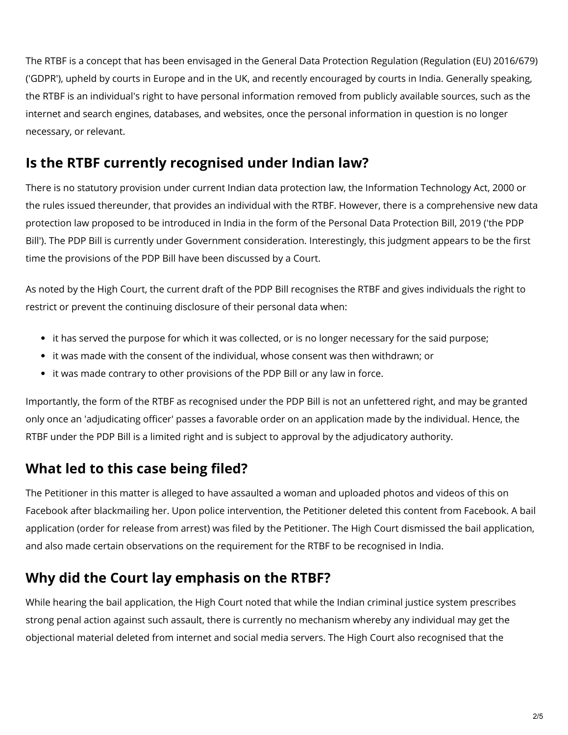The RTBF is a concept that has been envisaged in the General Data Protection Regulation (Regulation (EU) 2016/679) ('GDPR'), upheld by courts in Europe and in the UK, and recently encouraged by courts in India. Generally speaking, the RTBF is an individual's right to have personal information removed from publicly available sources, such as the internet and search engines, databases, and websites, once the personal information in question is no longer necessary, or relevant.

## Is the RTBF currently recognised under Indian law?

There is no statutory provision under current Indian data protection law, the Information Technology Act, 2000 or the rules issued thereunder, that provides an individual with the RTBF. However, there is a comprehensive new data protection law proposed to be introduced in India in the form of the Personal Data Protection Bill, 2019 ('the PDP Bill'). The PDP Bill is currently under Government consideration. Interestingly, this judgment appears to be the first time the provisions of the PDP Bill have been discussed by a Court.

As noted by the High Court, the current draft of the PDP Bill recognises the RTBF and gives individuals the right to restrict or prevent the continuing disclosure of their personal data when:

- it has served the purpose for which it was collected, or is no longer necessary for the said purpose;
- it was made with the consent of the individual, whose consent was then withdrawn; or
- it was made contrary to other provisions of the PDP Bill or any law in force.

Importantly, the form of the RTBF as recognised under the PDP Bill is not an unfettered right, and may be granted only once an 'adjudicating officer' passes a favorable order on an application made by the individual. Hence, the RTBF under the PDP Bill is a limited right and is subject to approval by the adjudicatory authority.

## What led to this case being filed?

The Petitioner in this matter is alleged to have assaulted a woman and uploaded photos and videos of this on Facebook after blackmailing her. Upon police intervention, the Petitioner deleted this content from Facebook. A bail application (order for release from arrest) was filed by the Petitioner. The High Court dismissed the bail application, and also made certain observations on the requirement for the RTBF to be recognised in India.

## Why did the Court lay emphasis on the RTBF?

While hearing the bail application, the High Court noted that while the Indian criminal justice system prescribes strong penal action against such assault, there is currently no mechanism whereby any individual may get the objectional material deleted from internet and social media servers. The High Court also recognised that the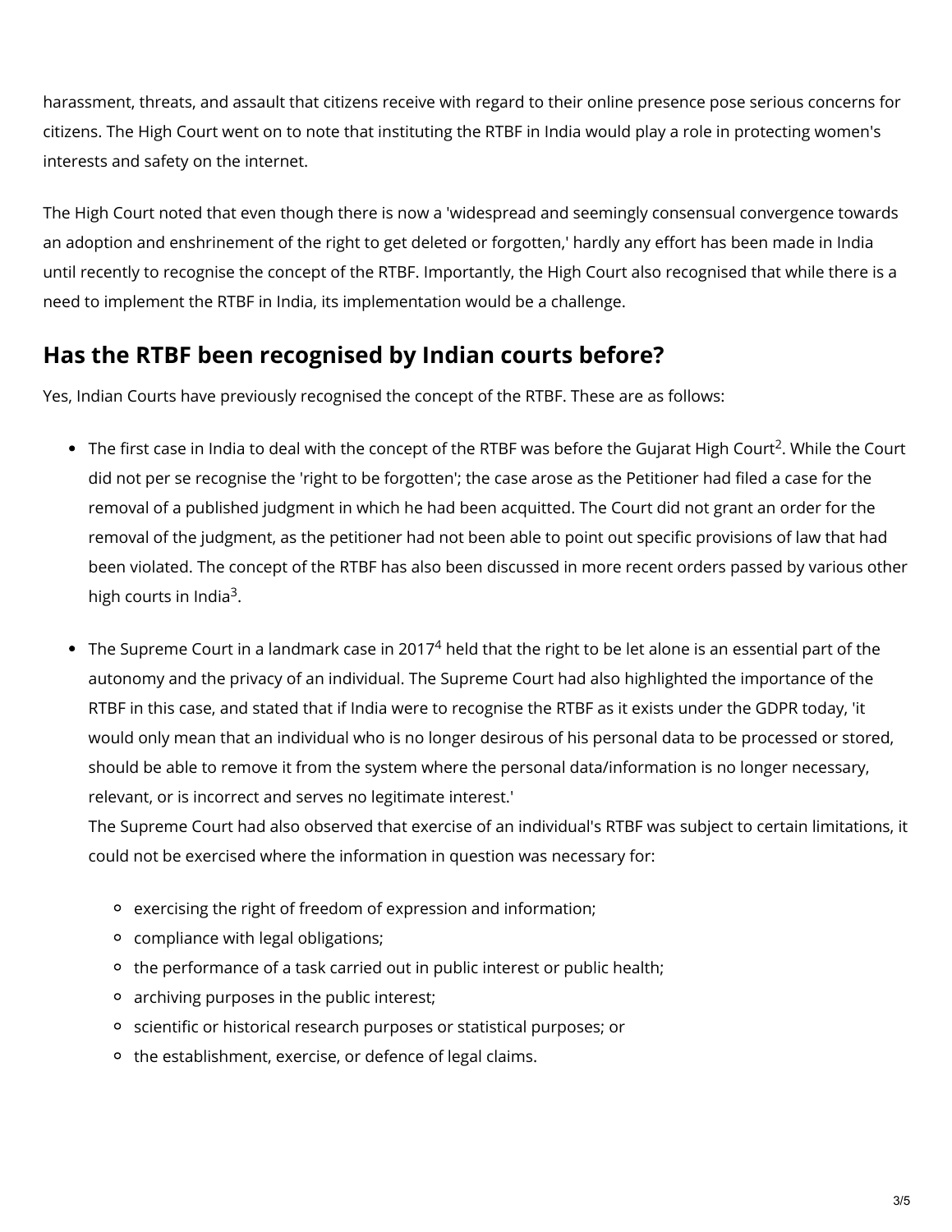harassment, threats, and assault that citizens receive with regard to their online presence pose serious concerns for citizens. The High Court went on to note that instituting the RTBF in India would play a role in protecting women's interests and safety on the internet.

The High Court noted that even though there is now a 'widespread and seemingly consensual convergence towards an adoption and enshrinement of the right to get deleted or forgotten,' hardly any effort has been made in India until recently to recognise the concept of the RTBF. Importantly, the High Court also recognised that while there is a need to implement the RTBF in India, its implementation would be a challenge.

## Has the RTBF been recognised by Indian courts before?

Yes, Indian Courts have previously recognised the concept of the RTBF. These are as follows:

- The first case in India to deal with the concept of the RTBF was before the Gujarat High Court[2]. While the Court did not per se recognise the 'right to be forgotten'; the case arose as the Petitioner had filed a case for the removal of a published judgment in which he had been acquitted. The Court did not grant an order for the removal of the judgment, as the petitioner had not been able to point out specific provisions of law that had been violated. The concept of the RTBF has also been discussed in more recent orders passed by various other high courts in India[3].

- The Supreme Court in a landmark case in 2017[4] held that the right to be let alone is an essential part of the autonomy and the privacy of an individual. The Supreme Court had also highlighted the importance of the RTBF in this case, and stated that if India were to recognise the RTBF as it exists under the GDPR today, 'it would only mean that an individual who is no longer desirous of his personal data to be processed or stored, should be able to remove it from the system where the personal data/information is no longer necessary, relevant, or is incorrect and serves no legitimate interest.'
  The Supreme Court had also observed that exercise of an individual's RTBF was subject to certain limitations, it could not be exercised where the information in question was necessary for:

  - exercising the right of freedom of expression and information;
  - compliance with legal obligations;
  - the performance of a task carried out in public interest or public health;
  - archiving purposes in the public interest;
  - scientific or historical research purposes or statistical purposes; or
  - the establishment, exercise, or defence of legal claims.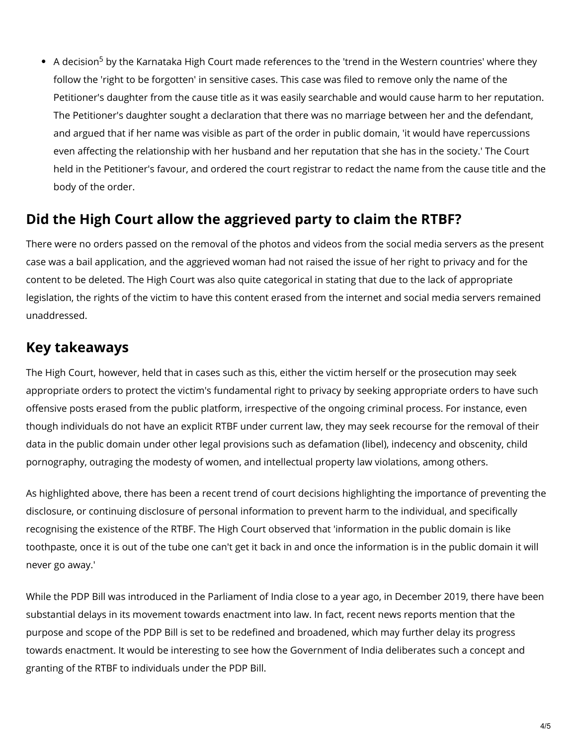- A decision[5] by the Karnataka High Court made references to the 'trend in the Western countries' where they follow the 'right to be forgotten' in sensitive cases. This case was filed to remove only the name of the Petitioner's daughter from the cause title as it was easily searchable and would cause harm to her reputation. The Petitioner's daughter sought a declaration that there was no marriage between her and the defendant, and argued that if her name was visible as part of the order in public domain, 'it would have repercussions even affecting the relationship with her husband and her reputation that she has in the society.' The Court held in the Petitioner's favour, and ordered the court registrar to redact the name from the cause title and the body of the order.

## Did the High Court allow the aggrieved party to claim the RTBF?

There were no orders passed on the removal of the photos and videos from the social media servers as the present case was a bail application, and the aggrieved woman had not raised the issue of her right to privacy and for the content to be deleted. The High Court was also quite categorical in stating that due to the lack of appropriate legislation, the rights of the victim to have this content erased from the internet and social media servers remained unaddressed.

## Key takeaways

The High Court, however, held that in cases such as this, either the victim herself or the prosecution may seek appropriate orders to protect the victim's fundamental right to privacy by seeking appropriate orders to have such offensive posts erased from the public platform, irrespective of the ongoing criminal process. For instance, even though individuals do not have an explicit RTBF under current law, they may seek recourse for the removal of their data in the public domain under other legal provisions such as defamation (libel), indecency and obscenity, child pornography, outraging the modesty of women, and intellectual property law violations, among others.

As highlighted above, there has been a recent trend of court decisions highlighting the importance of preventing the disclosure, or continuing disclosure of personal information to prevent harm to the individual, and specifically recognising the existence of the RTBF. The High Court observed that 'information in the public domain is like toothpaste, once it is out of the tube one can't get it back in and once the information is in the public domain it will never go away.'

While the PDP Bill was introduced in the Parliament of India close to a year ago, in December 2019, there have been substantial delays in its movement towards enactment into law. In fact, recent news reports mention that the purpose and scope of the PDP Bill is set to be redefined and broadened, which may further delay its progress towards enactment. It would be interesting to see how the Government of India deliberates such a concept and granting of the RTBF to individuals under the PDP Bill.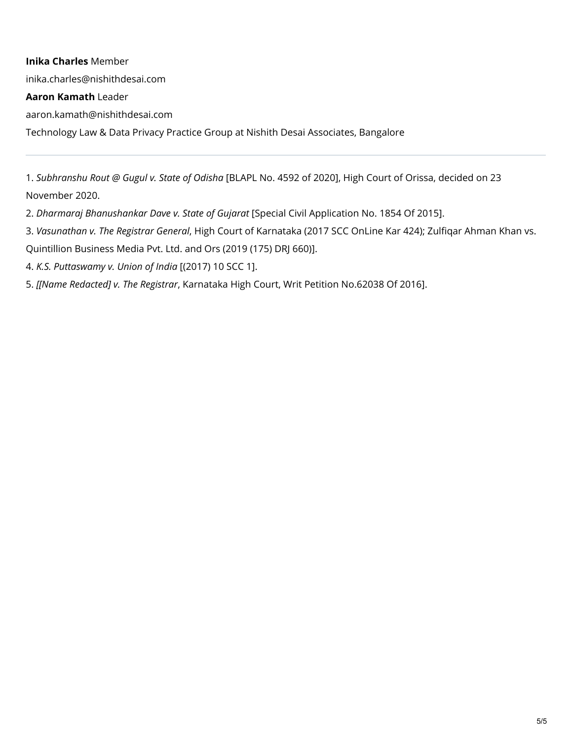**Inika Charles** Member

inika.charles@nishithdesai.com

**Aaron Kamath** Leader

aaron.kamath@nishithdesai.com

Technology Law & Data Privacy Practice Group at Nishith Desai Associates, Bangalore

---

1. *Subhranshu Rout @ Gugul v. State of Odisha* [BLAPL No. 4592 of 2020], High Court of Orissa, decided on 23 November 2020.
2. *Dharmaraj Bhanushankar Dave v. State of Gujarat* [Special Civil Application No. 1854 Of 2015].
3. *Vasunathan v. The Registrar General*, High Court of Karnataka (2017 SCC OnLine Kar 424); Zulfiqar Ahman Khan vs. Quintillion Business Media Pvt. Ltd. and Ors (2019 (175) DRJ 660)].
4. *K.S. Puttaswamy v. Union of India* [(2017) 10 SCC 1].
5. *[[Name Redacted] v. The Registrar*, Karnataka High Court, Writ Petition No.62038 Of 2016].